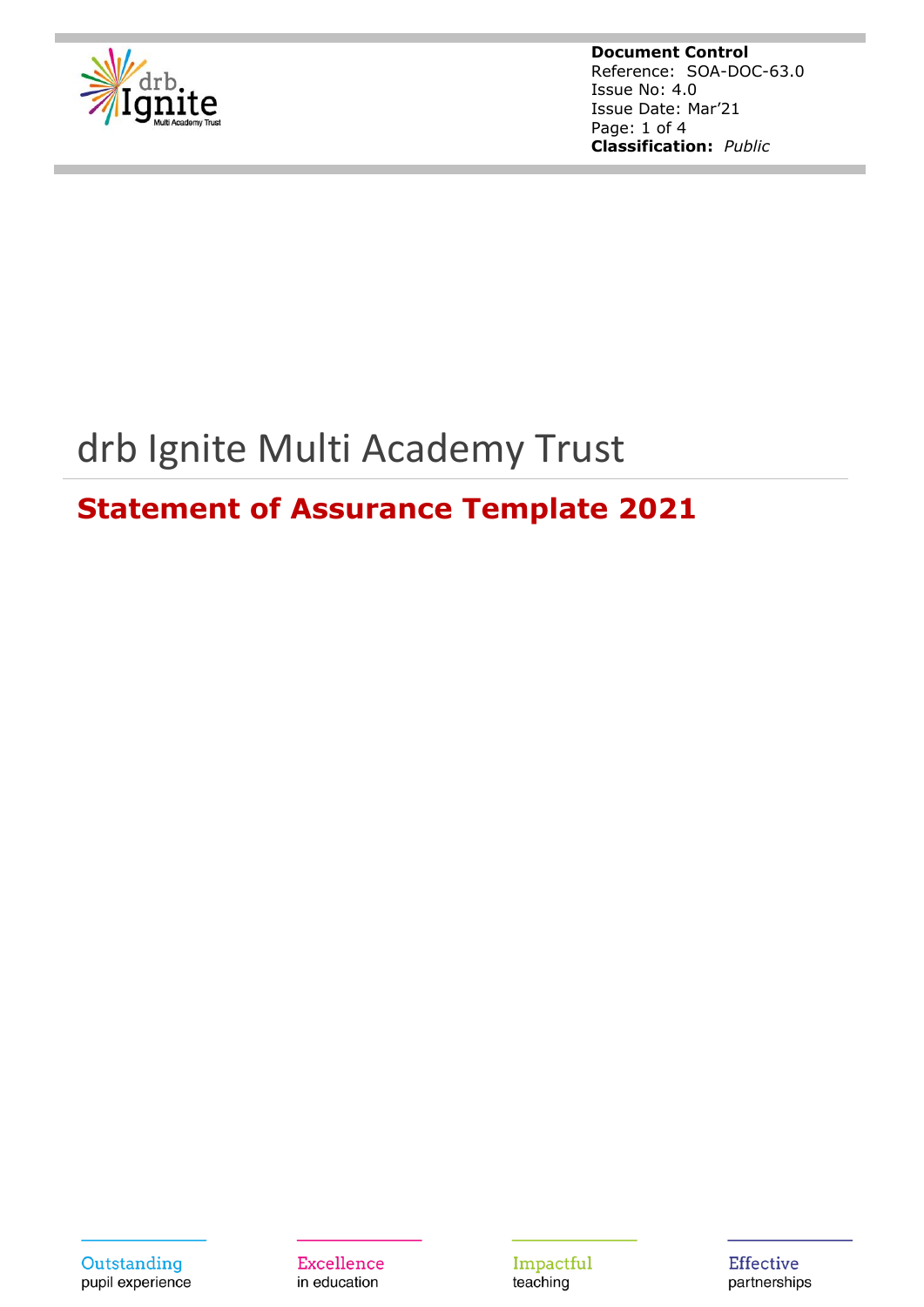**Document Control**
Reference: SOA-DOC-63.0
Issue No: 4.0
Issue Date: Mar'21
**Classification:** *Public*

# drb Ignite Multi Academy Trust

## Statement of Assurance Template 2021

Outstanding pupil experience

Excellence in education

Impactful teaching

Effective partnerships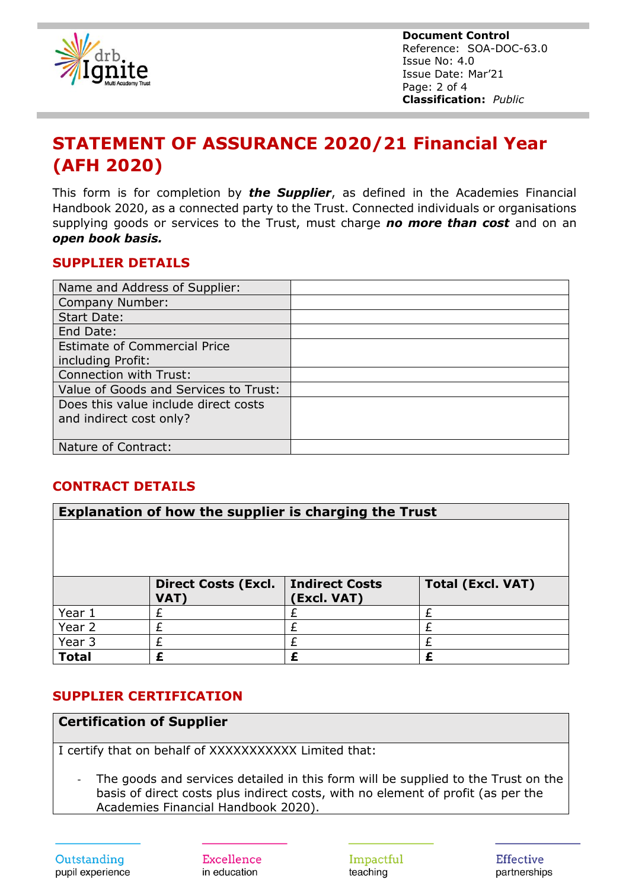# STATEMENT OF ASSURANCE 2020/21 Financial Year (AFH 2020)

This form is for completion by ***the Supplier***, as defined in the Academies Financial Handbook 2020, as a connected party to the Trust. Connected individuals or organisations supplying goods or services to the Trust, must charge ***no more than cost*** and on an ***open book basis.***

## SUPPLIER DETAILS

| | |
|---|---|
| Name and Address of Supplier: | |
| Company Number: | |
| Start Date: | |
| End Date: | |
| Estimate of Commercial Price including Profit: | |
| Connection with Trust: | |
| Value of Goods and Services to Trust: | |
| Does this value include direct costs and indirect cost only? | |
| Nature of Contract: | |

## CONTRACT DETAILS

| **Explanation of how the supplier is charging the Trust** | | | |
|---|---|---|---|
| | | | |
| | **Direct Costs (Excl. VAT)** | **Indirect Costs (Excl. VAT)** | **Total (Excl. VAT)** |
| Year 1 | £ | £ | £ |
| Year 2 | £ | £ | £ |
| Year 3 | £ | £ | £ |
| **Total** | **£** | **£** | **£** |

## SUPPLIER CERTIFICATION

| **Certification of Supplier** |
|---|
| I certify that on behalf of XXXXXXXXXXX Limited that:<br><br>- The goods and services detailed in this form will be supplied to the Trust on the basis of direct costs plus indirect costs, with no element of profit (as per the Academies Financial Handbook 2020). |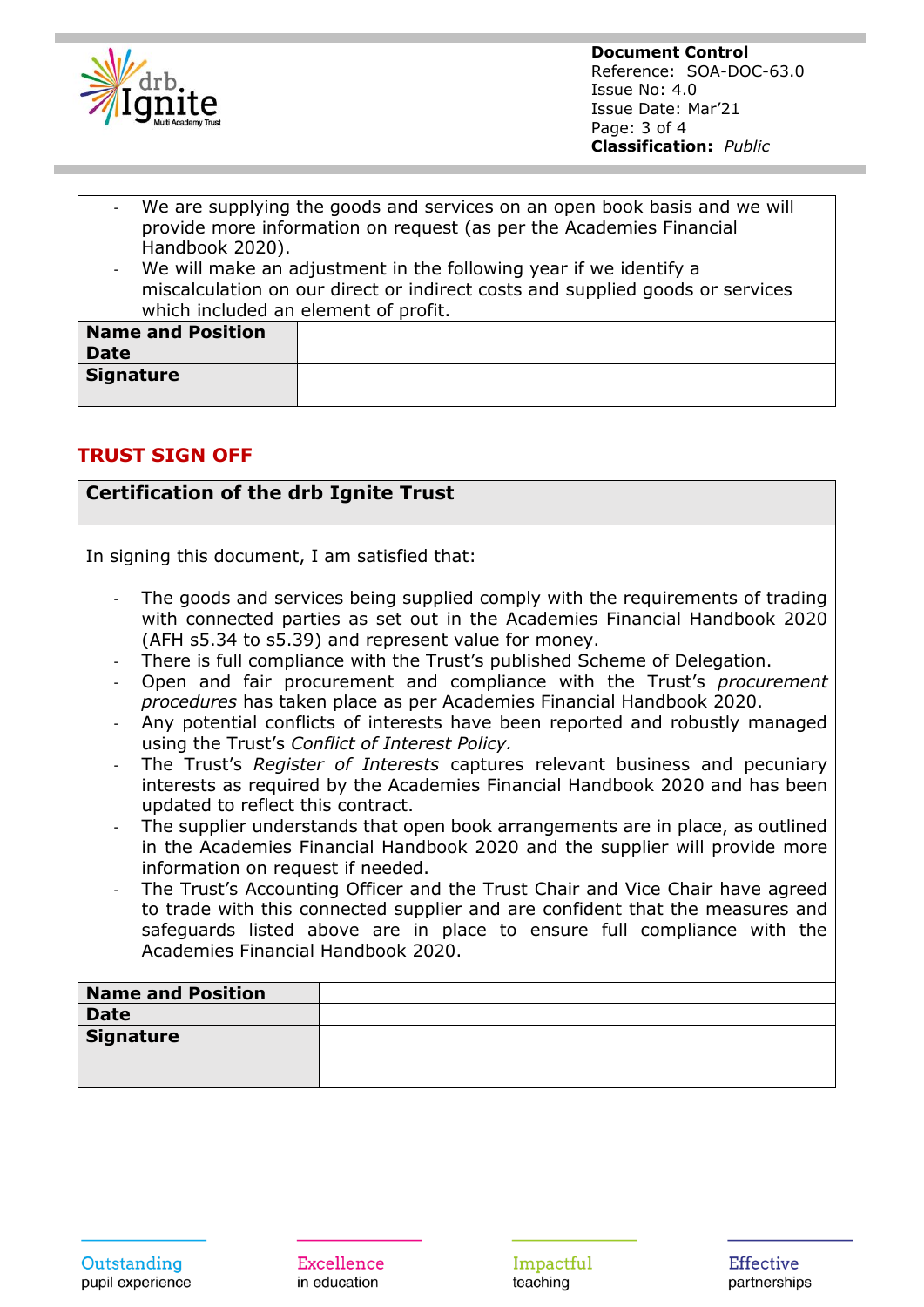- We are supplying the goods and services on an open book basis and we will provide more information on request (as per the Academies Financial Handbook 2020).
- We will make an adjustment in the following year if we identify a miscalculation on our direct or indirect costs and supplied goods or services which included an element of profit.

| **Name and Position** | |
|---|---|
| **Date** | |
| **Signature** | |

## TRUST SIGN OFF

**Certification of the drb Ignite Trust**

In signing this document, I am satisfied that:

- The goods and services being supplied comply with the requirements of trading with connected parties as set out in the Academies Financial Handbook 2020 (AFH s5.34 to s5.39) and represent value for money.
- There is full compliance with the Trust's published Scheme of Delegation.
- Open and fair procurement and compliance with the Trust's *procurement procedures* has taken place as per Academies Financial Handbook 2020.
- Any potential conflicts of interests have been reported and robustly managed using the Trust's *Conflict of Interest Policy.*
- The Trust's *Register of Interests* captures relevant business and pecuniary interests as required by the Academies Financial Handbook 2020 and has been updated to reflect this contract.
- The supplier understands that open book arrangements are in place, as outlined in the Academies Financial Handbook 2020 and the supplier will provide more information on request if needed.
- The Trust's Accounting Officer and the Trust Chair and Vice Chair have agreed to trade with this connected supplier and are confident that the measures and safeguards listed above are in place to ensure full compliance with the Academies Financial Handbook 2020.

| **Name and Position** | |
|---|---|
| **Date** | |
| **Signature** | |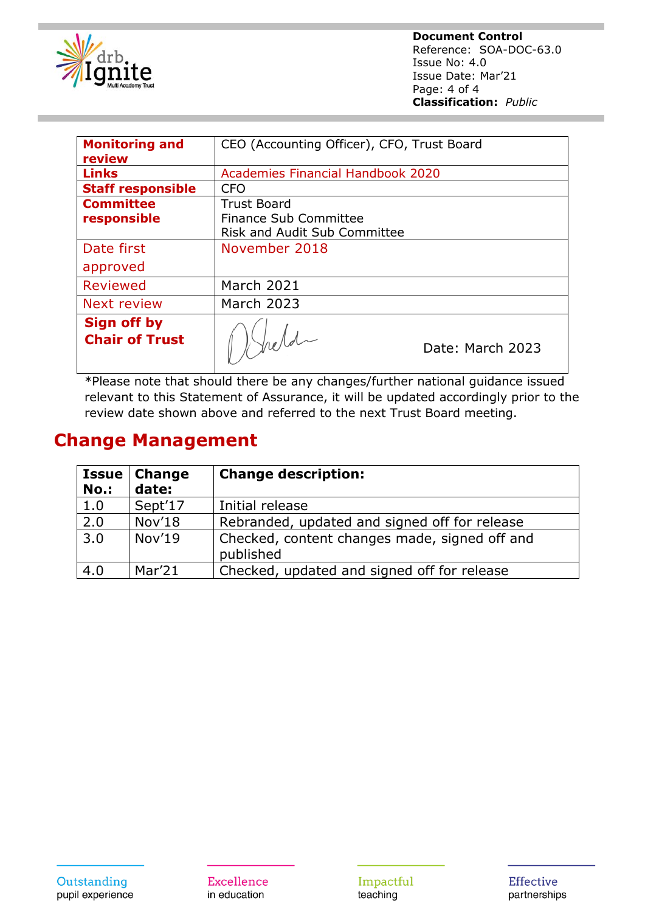| | |
|---|---|
| **Monitoring and review** | CEO (Accounting Officer), CFO, Trust Board |
| **Links** | Academies Financial Handbook 2020 |
| **Staff responsible** | CFO |
| **Committee responsible** | Trust Board<br>Finance Sub Committee<br>Risk and Audit Sub Committee |
| Date first approved | November 2018 |
| Reviewed | March 2021 |
| Next review | March 2023 |
| **Sign off by Chair of Trust** | Date: March 2023 |

*Please note that should there be any changes/further national guidance issued relevant to this Statement of Assurance, it will be updated accordingly prior to the review date shown above and referred to the next Trust Board meeting.

# Change Management

| Issue No.: | Change date: | Change description: |
|---|---|---|
| 1.0 | Sept'17 | Initial release |
| 2.0 | Nov'18 | Rebranded, updated and signed off for release |
| 3.0 | Nov'19 | Checked, content changes made, signed off and published |
| 4.0 | Mar'21 | Checked, updated and signed off for release |